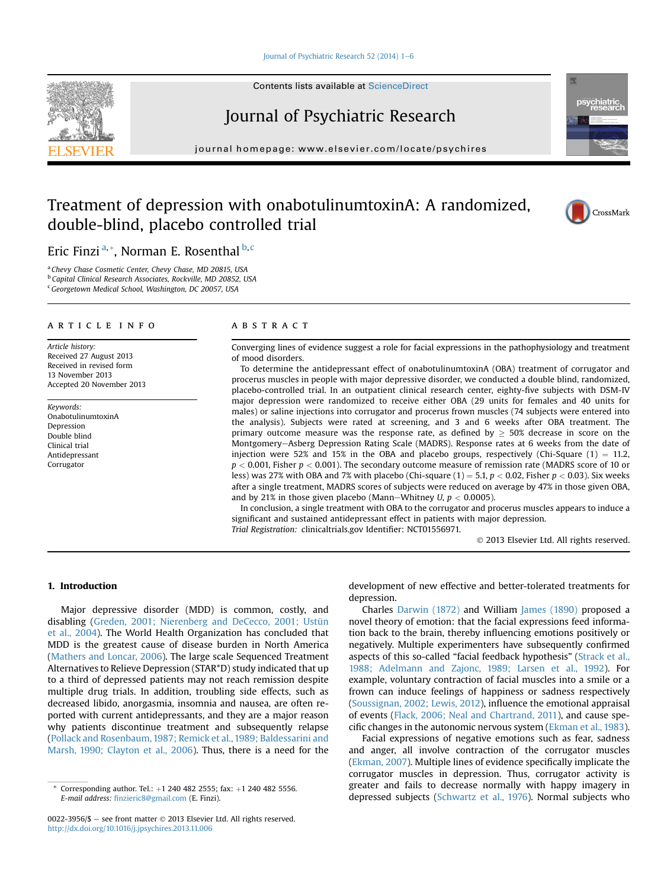# Treatment of depression with onabotulinumtoxinA: A randomized, double-blind, placebo controlled trial

Eric Finzi [a,*], Norman E. Rosenthal [b,c]

[a] Chevy Chase Cosmetic Center, Chevy Chase, MD 20815, USA
[b] Capital Clinical Research Associates, Rockville, MD 20852, USA
[c] Georgetown Medical School, Washington, DC 20057, USA

## ARTICLE INFO

*Article history:*
Received 27 August 2013
Received in revised form
13 November 2013
Accepted 20 November 2013

*Keywords:*
OnabotulinumtoxinA
Depression
Double blind
Clinical trial
Antidepressant
Corrugator

## ABSTRACT

Converging lines of evidence suggest a role for facial expressions in the pathophysiology and treatment of mood disorders.

To determine the antidepressant effect of onabotulinumtoxinA (OBA) treatment of corrugator and procerus muscles in people with major depressive disorder, we conducted a double blind, randomized, placebo-controlled trial. In an outpatient clinical research center, eighty-five subjects with DSM-IV major depression were randomized to receive either OBA (29 units for females and 40 units for males) or saline injections into corrugator and procerus frown muscles (74 subjects were entered into the analysis). Subjects were rated at screening, and 3 and 6 weeks after OBA treatment. The primary outcome measure was the response rate, as defined by $\geq$ 50% decrease in score on the Montgomery–Asberg Depression Rating Scale (MADRS). Response rates at 6 weeks from the date of injection were 52% and 15% in the OBA and placebo groups, respectively (Chi-Square (1) = 11.2, $p < 0.001$, Fisher $p < 0.001$). The secondary outcome measure of remission rate (MADRS score of 10 or less) was 27% with OBA and 7% with placebo (Chi-square (1) = 5.1, $p < 0.02$, Fisher $p < 0.03$). Six weeks after a single treatment, MADRS scores of subjects were reduced on average by 47% in those given OBA, and by 21% in those given placebo (Mann–Whitney *U*, $p < 0.0005$).

In conclusion, a single treatment with OBA to the corrugator and procerus muscles appears to induce a significant and sustained antidepressant effect in patients with major depression.

*Trial Registration:* clinicaltrials.gov Identifier: NCT01556971.

© 2013 Elsevier Ltd. All rights reserved.

## 1. Introduction

Major depressive disorder (MDD) is common, costly, and disabling (Greden, 2001; Nierenberg and DeCecco, 2001; Üstün et al., 2004). The World Health Organization has concluded that MDD is the greatest cause of disease burden in North America (Mathers and Loncar, 2006). The large scale Sequenced Treatment Alternatives to Relieve Depression (STAR*D) study indicated that up to a third of depressed patients may not reach remission despite multiple drug trials. In addition, troubling side effects, such as decreased libido, anorgasmia, insomnia and nausea, are often reported with current antidepressants, and they are a major reason why patients discontinue treatment and subsequently relapse (Pollack and Rosenbaum, 1987; Remick et al., 1989; Baldessarini and Marsh, 1990; Clayton et al., 2006). Thus, there is a need for the development of new effective and better-tolerated treatments for depression.

Charles Darwin (1872) and William James (1890) proposed a novel theory of emotion: that the facial expressions feed information back to the brain, thereby influencing emotions positively or negatively. Multiple experimenters have subsequently confirmed aspects of this so-called "facial feedback hypothesis" (Strack et al., 1988; Adelmann and Zajonc, 1989; Larsen et al., 1992). For example, voluntary contraction of facial muscles into a smile or a frown can induce feelings of happiness or sadness respectively (Soussignan, 2002; Lewis, 2012), influence the emotional appraisal of events (Flack, 2006; Neal and Chartrand, 2011), and cause specific changes in the autonomic nervous system (Ekman et al., 1983).

Facial expressions of negative emotions such as fear, sadness and anger, all involve contraction of the corrugator muscles (Ekman, 2007). Multiple lines of evidence specifically implicate the corrugator muscles in depression. Thus, corrugator activity is greater and fails to decrease normally with happy imagery in depressed subjects (Schwartz et al., 1976). Normal subjects who

\* Corresponding author. Tel.: +1 240 482 2555; fax: +1 240 482 5556.
*E-mail address:* finzieric8@gmail.com (E. Finzi).

0022-3956/$ – see front matter © 2013 Elsevier Ltd. All rights reserved.
http://dx.doi.org/10.1016/j.jpsychires.2013.11.006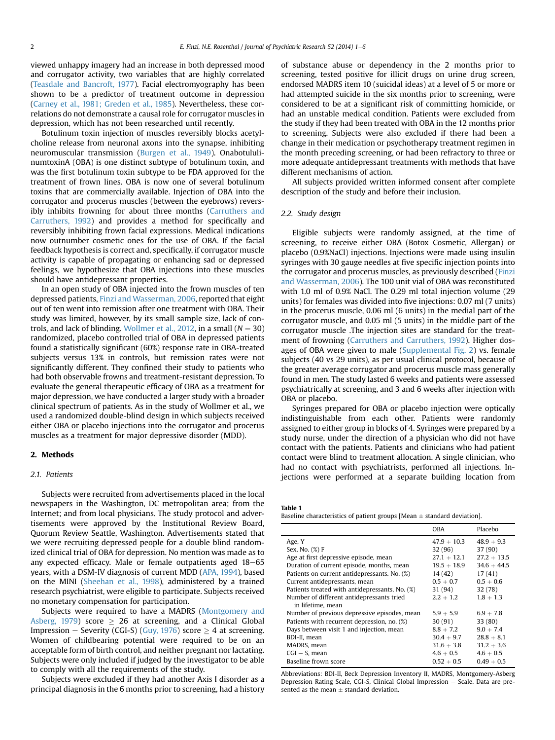viewed unhappy imagery had an increase in both depressed mood and corrugator activity, two variables that are highly correlated (Teasdale and Bancroft, 1977). Facial electromyography has been shown to be a predictor of treatment outcome in depression (Carney et al., 1981; Greden et al., 1985). Nevertheless, these correlations do not demonstrate a causal role for corrugator muscles in depression, which has not been researched until recently.

Botulinum toxin injection of muscles reversibly blocks acetylcholine release from neuronal axons into the synapse, inhibiting neuromuscular transmission (Burgen et al., 1949). OnabotulinumtoxinA (OBA) is one distinct subtype of botulinum toxin, and was the first botulinum toxin subtype to be FDA approved for the treatment of frown lines. OBA is now one of several botulinum toxins that are commercially available. Injection of OBA into the corrugator and procerus muscles (between the eyebrows) reversibly inhibits frowning for about three months (Carruthers and Carruthers, 1992) and provides a method for specifically and reversibly inhibiting frown facial expressions. Medical indications now outnumber cosmetic ones for the use of OBA. If the facial feedback hypothesis is correct and, specifically, if corrugator muscle activity is capable of propagating or enhancing sad or depressed feelings, we hypothesize that OBA injections into these muscles should have antidepressant properties.

In an open study of OBA injected into the frown muscles of ten depressed patients, Finzi and Wasserman, 2006, reported that eight out of ten went into remission after one treatment with OBA. Their study was limited, however, by its small sample size, lack of controls, and lack of blinding. Wollmer et al., 2012, in a small ($N = 30$) randomized, placebo controlled trial of OBA in depressed patients found a statistically significant (60%) response rate in OBA-treated subjects versus 13% in controls, but remission rates were not significantly different. They confined their study to patients who had both observable frowns and treatment-resistant depression. To evaluate the general therapeutic efficacy of OBA as a treatment for major depression, we have conducted a larger study with a broader clinical spectrum of patients. As in the study of Wollmer et al., we used a randomized double-blind design in which subjects received either OBA or placebo injections into the corrugator and procerus muscles as a treatment for major depressive disorder (MDD).

## 2. Methods

### 2.1. Patients

Subjects were recruited from advertisements placed in the local newspapers in the Washington, DC metropolitan area; from the Internet; and from local physicians. The study protocol and advertisements were approved by the Institutional Review Board, Quorum Review Seattle, Washington. Advertisements stated that we were recruiting depressed people for a double blind randomized clinical trial of OBA for depression. No mention was made as to any expected efficacy. Male or female outpatients aged 18–65 years, with a DSM-IV diagnosis of current MDD (APA, 1994), based on the MINI (Sheehan et al., 1998), administered by a trained research psychiatrist, were eligible to participate. Subjects received no monetary compensation for participation.

Subjects were required to have a MADRS (Montgomery and Asberg, 1979) score $\geq$ 26 at screening, and a Clinical Global Impression – Severity (CGI-S) (Guy, 1976) score $\geq$ 4 at screening. Women of childbearing potential were required to be on an acceptable form of birth control, and neither pregnant nor lactating. Subjects were only included if judged by the investigator to be able to comply with all the requirements of the study.

Subjects were excluded if they had another Axis I disorder as a principal diagnosis in the 6 months prior to screening, had a history of substance abuse or dependency in the 2 months prior to screening, tested positive for illicit drugs on urine drug screen, endorsed MADRS item 10 (suicidal ideas) at a level of 5 or more or had attempted suicide in the six months prior to screening, were considered to be at a significant risk of committing homicide, or had an unstable medical condition. Patients were excluded from the study if they had been treated with OBA in the 12 months prior to screening. Subjects were also excluded if there had been a change in their medication or psychotherapy treatment regimen in the month preceding screening, or had been refractory to three or more adequate antidepressant treatments with methods that have different mechanisms of action.

All subjects provided written informed consent after complete description of the study and before their inclusion.

### 2.2. Study design

Eligible subjects were randomly assigned, at the time of screening, to receive either OBA (Botox Cosmetic, Allergan) or placebo (0.9%NaCl) injections. Injections were made using insulin syringes with 30 gauge needles at five specific injection points into the corrugator and procerus muscles, as previously described (Finzi and Wasserman, 2006). The 100 unit vial of OBA was reconstituted with 1.0 ml of 0.9% NaCl. The 0.29 ml total injection volume (29 units) for females was divided into five injections: 0.07 ml (7 units) in the procerus muscle, 0.06 ml (6 units) in the medial part of the corrugator muscle, and 0.05 ml (5 units) in the middle part of the corrugator muscle .The injection sites are standard for the treatment of frowning (Carruthers and Carruthers, 1992). Higher dosages of OBA were given to male (Supplemental Fig. 2) vs. female subjects (40 vs 29 units), as per usual clinical protocol, because of the greater average corrugator and procerus muscle mass generally found in men. The study lasted 6 weeks and patients were assessed psychiatrically at screening, and 3 and 6 weeks after injection with OBA or placebo.

Syringes prepared for OBA or placebo injection were optically indistinguishable from each other. Patients were randomly assigned to either group in blocks of 4. Syringes were prepared by a study nurse, under the direction of a physician who did not have contact with the patients. Patients and clinicians who had patient contact were blind to treatment allocation. A single clinician, who had no contact with psychiatrists, performed all injections. Injections were performed at a separate building location from

**Table 1**
Baseline characteristics of patient groups [Mean ± standard deviation].

| | OBA | Placebo |
|---|---|---|
| Age, Y | 47.9 + 10.3 | 48.9 + 9.3 |
| Sex, No. (%) F | 32 (96) | 37 (90) |
| Age at first depressive episode, mean | 27.1 + 12.1 | 27.2 + 13.5 |
| Duration of current episode, months, mean | 19.5 + 18.9 | 34.6 + 44.5 |
| Patients on current antidepressants. No. (%) | 14 (42) | 17 (41) |
| Current antidepressants, mean | 0.5 + 0.7 | 0.5 + 0.6 |
| Patients treated with antidepressants, No. (%) | 31 (94) | 32 (78) |
| Number of different antidepressants tried in lifetime, mean | 2.2 + 1.2 | 1.8 + 1.3 |
| Number of previous depressive episodes, mean | 5.9 + 5.9 | 6.9 + 7.8 |
| Patients with recurrent depression, no. (%) | 30 (91) | 33 (80) |
| Days between visit 1 and injection, mean | 8.8 + 7.2 | 9.0 + 7.4 |
| BDI-II, mean | 30.4 + 9.7 | 28.8 + 8.1 |
| MADRS, mean | 31.6 + 3.8 | 31.2 + 3.6 |
| CGI – S, mean | 4.6 + 0.5 | 4.6 + 0.5 |
| Baseline frown score | 0.52 + 0.5 | 0.49 + 0.5 |

Abbreviations: BDI-II, Beck Depression Inventory II, MADRS, Montgomery-Asberg Depression Rating Scale, CGI-S, Clinical Global Impression – Scale. Data are presented as the mean ± standard deviation.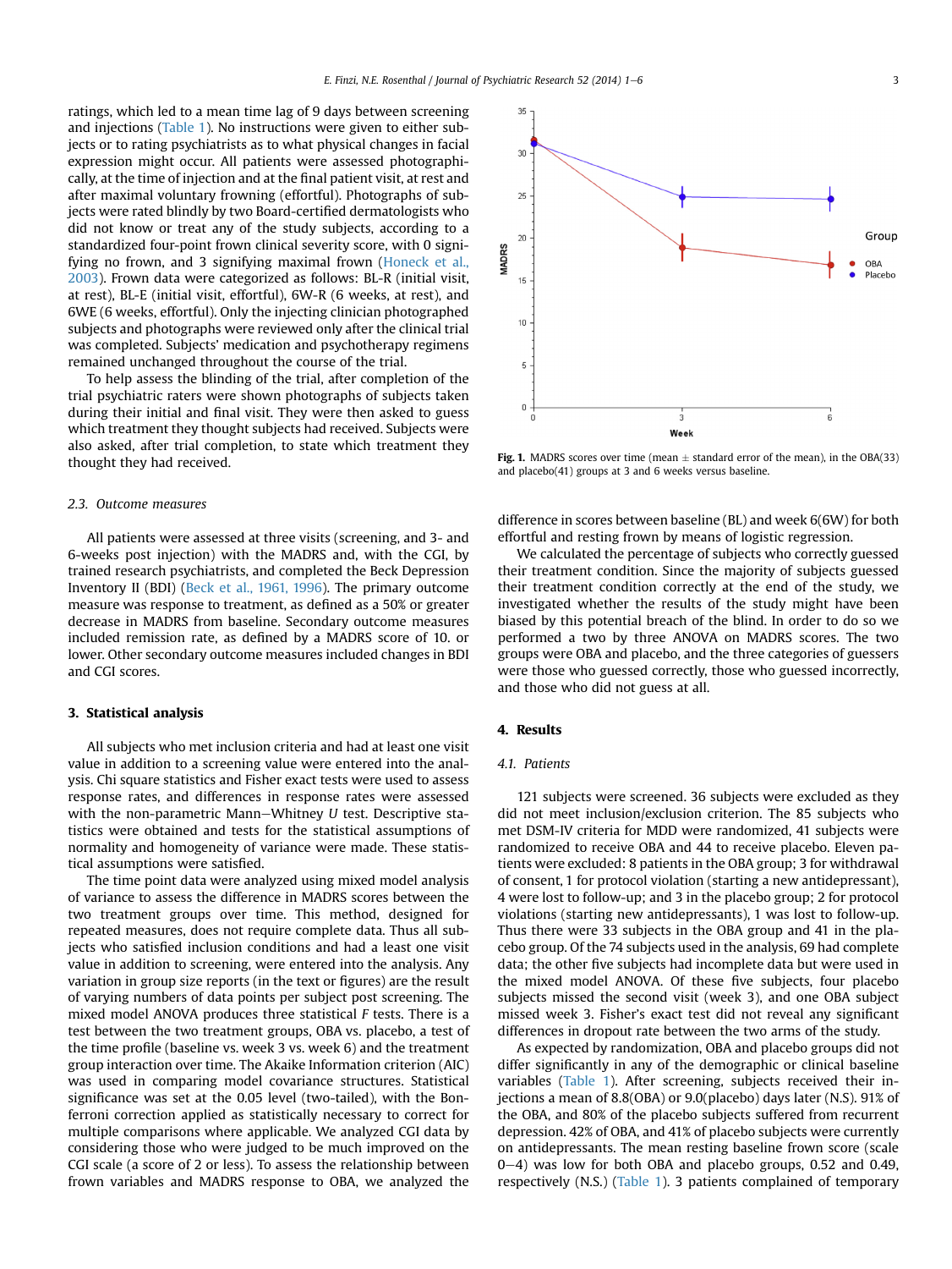ratings, which led to a mean time lag of 9 days between screening and injections (Table 1). No instructions were given to either subjects or to rating psychiatrists as to what physical changes in facial expression might occur. All patients were assessed photographically, at the time of injection and at the final patient visit, at rest and after maximal voluntary frowning (effortful). Photographs of subjects were rated blindly by two Board-certified dermatologists who did not know or treat any of the study subjects, according to a standardized four-point frown clinical severity score, with 0 signifying no frown, and 3 signifying maximal frown (Honeck et al., 2003). Frown data were categorized as follows: BL-R (initial visit, at rest), BL-E (initial visit, effortful), 6W-R (6 weeks, at rest), and 6WE (6 weeks, effortful). Only the injecting clinician photographed subjects and photographs were reviewed only after the clinical trial was completed. Subjects' medication and psychotherapy regimens remained unchanged throughout the course of the trial.

To help assess the blinding of the trial, after completion of the trial psychiatric raters were shown photographs of subjects taken during their initial and final visit. They were then asked to guess which treatment they thought subjects had received. Subjects were also asked, after trial completion, to state which treatment they thought they had received.

### 2.3. Outcome measures

All patients were assessed at three visits (screening, and 3- and 6-weeks post injection) with the MADRS and, with the CGI, by trained research psychiatrists, and completed the Beck Depression Inventory II (BDI) (Beck et al., 1961, 1996). The primary outcome measure was response to treatment, as defined as a 50% or greater decrease in MADRS from baseline. Secondary outcome measures included remission rate, as defined by a MADRS score of 10. or lower. Other secondary outcome measures included changes in BDI and CGI scores.

## 3. Statistical analysis

All subjects who met inclusion criteria and had at least one visit value in addition to a screening value were entered into the analysis. Chi square statistics and Fisher exact tests were used to assess response rates, and differences in response rates were assessed with the non-parametric Mann–Whitney $U$ test. Descriptive statistics were obtained and tests for the statistical assumptions of normality and homogeneity of variance were made. These statistical assumptions were satisfied.

The time point data were analyzed using mixed model analysis of variance to assess the difference in MADRS scores between the two treatment groups over time. This method, designed for repeated measures, does not require complete data. Thus all subjects who satisfied inclusion conditions and had a least one visit value in addition to screening, were entered into the analysis. Any variation in group size reports (in the text or figures) are the result of varying numbers of data points per subject post screening. The mixed model ANOVA produces three statistical $F$ tests. There is a test between the two treatment groups, OBA vs. placebo, a test of the time profile (baseline vs. week 3 vs. week 6) and the treatment group interaction over time. The Akaike Information criterion (AIC) was used in comparing model covariance structures. Statistical significance was set at the 0.05 level (two-tailed), with the Bonferroni correction applied as statistically necessary to correct for multiple comparisons where applicable. We analyzed CGI data by considering those who were judged to be much improved on the CGI scale (a score of 2 or less). To assess the relationship between frown variables and MADRS response to OBA, we analyzed the difference in scores between baseline (BL) and week 6(6W) for both effortful and resting frown by means of logistic regression.

We calculated the percentage of subjects who correctly guessed their treatment condition. Since the majority of subjects guessed their treatment condition correctly at the end of the study, we investigated whether the results of the study might have been biased by this potential breach of the blind. In order to do so we performed a two by three ANOVA on MADRS scores. The two groups were OBA and placebo, and the three categories of guessers were those who guessed correctly, those who guessed incorrectly, and those who did not guess at all.

**Fig. 1.** MADRS scores over time (mean ± standard error of the mean), in the OBA(33) and placebo(41) groups at 3 and 6 weeks versus baseline.

## 4. Results

### 4.1. Patients

121 subjects were screened. 36 subjects were excluded as they did not meet inclusion/exclusion criterion. The 85 subjects who met DSM-IV criteria for MDD were randomized, 41 subjects were randomized to receive OBA and 44 to receive placebo. Eleven patients were excluded: 8 patients in the OBA group; 3 for withdrawal of consent, 1 for protocol violation (starting a new antidepressant), 4 were lost to follow-up; and 3 in the placebo group; 2 for protocol violations (starting new antidepressants), 1 was lost to follow-up. Thus there were 33 subjects in the OBA group and 41 in the placebo group. Of the 74 subjects used in the analysis, 69 had complete data; the other five subjects had incomplete data but were used in the mixed model ANOVA. Of these five subjects, four placebo subjects missed the second visit (week 3), and one OBA subject missed week 3. Fisher's exact test did not reveal any significant differences in dropout rate between the two arms of the study.

As expected by randomization, OBA and placebo groups did not differ significantly in any of the demographic or clinical baseline variables (Table 1). After screening, subjects received their injections a mean of 8.8(OBA) or 9.0(placebo) days later (N.S.). 91% of the OBA, and 80% of the placebo subjects suffered from recurrent depression. 42% of OBA, and 41% of placebo subjects were currently on antidepressants. The mean resting baseline frown score (scale 0–4) was low for both OBA and placebo groups, 0.52 and 0.49, respectively (N.S.) (Table 1). 3 patients complained of temporary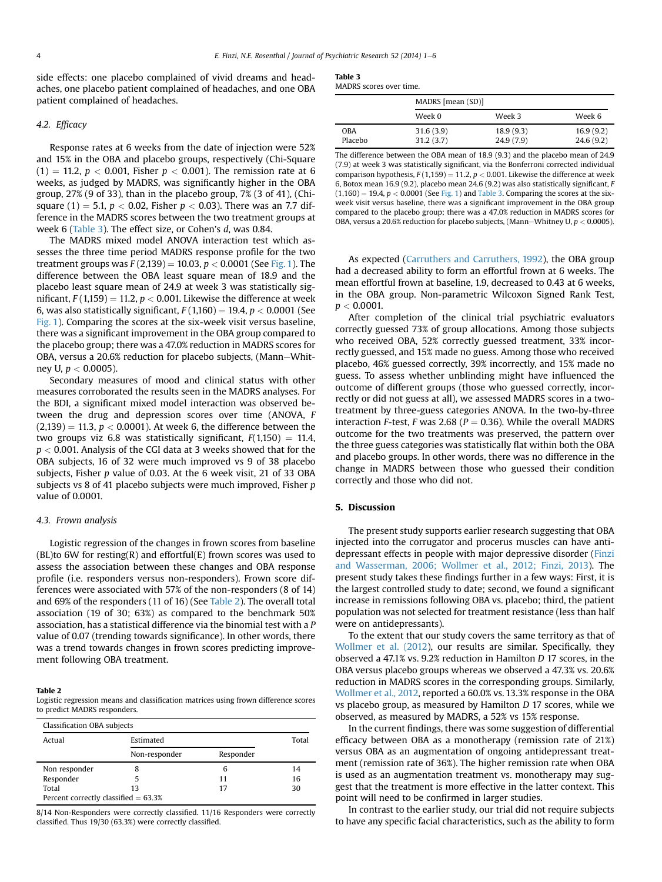side effects: one placebo complained of vivid dreams and headaches, one placebo patient complained of headaches, and one OBA patient complained of headaches.

### 4.2. Efficacy

Response rates at 6 weeks from the date of injection were 52% and 15% in the OBA and placebo groups, respectively (Chi-Square $(1) = 11.2$, $p < 0.001$, Fisher $p < 0.001$). The remission rate at 6 weeks, as judged by MADRS, was significantly higher in the OBA group, 27% (9 of 33), than in the placebo group, 7% (3 of 41), (Chi-square $(1) = 5.1$, $p < 0.02$, Fisher $p < 0.03$). There was an 7.7 difference in the MADRS scores between the two treatment groups at week 6 (Table 3). The effect size, or Cohen's $d$, was 0.84.

The MADRS mixed model ANOVA interaction test which assesses the three time period MADRS response profile for the two treatment groups was $F(2{,}139) = 10.03$, $p < 0.0001$ (See Fig. 1). The difference between the OBA least square mean of 18.9 and the placebo least square mean of 24.9 at week 3 was statistically significant, $F(1{,}159) = 11.2$, $p < 0.001$. Likewise the difference at week 6, was also statistically significant, $F(1{,}160) = 19.4$, $p < 0.0001$ (See Fig. 1). Comparing the scores at the six-week visit versus baseline, there was a significant improvement in the OBA group compared to the placebo group; there was a 47.0% reduction in MADRS scores for OBA, versus a 20.6% reduction for placebo subjects, (Mann–Whitney U, $p < 0.0005$).

Secondary measures of mood and clinical status with other measures corroborated the results seen in the MADRS analyses. For the BDI, a significant mixed model interaction was observed between the drug and depression scores over time (ANOVA, $F(2{,}139) = 11.3$, $p < 0.0001$). At week 6, the difference between the two groups viz 6.8 was statistically significant, $F(1{,}150) = 11.4$, $p < 0.001$. Analysis of the CGI data at 3 weeks showed that for the OBA subjects, 16 of 32 were much improved vs 9 of 38 placebo subjects, Fisher $p$ value of 0.03. At the 6 week visit, 21 of 33 OBA subjects vs 8 of 41 placebo subjects were much improved, Fisher $p$ value of 0.0001.

### 4.3. Frown analysis

Logistic regression of the changes in frown scores from baseline (BL)to 6W for resting(R) and effortful(E) frown scores was used to assess the association between these changes and OBA response profile (i.e. responders versus non-responders). Frown score differences were associated with 57% of the non-responders (8 of 14) and 69% of the responders (11 of 16) (See Table 2). The overall total association (19 of 30; 63%) as compared to the benchmark 50% association, has a statistical difference via the binomial test with a $P$ value of 0.07 (trending towards significance). In other words, there was a trend towards changes in frown scores predicting improvement following OBA treatment.

**Table 2**
Logistic regression means and classification matrices using frown difference scores to predict MADRS responders.

| Classification OBA subjects | | | |
|---|---|---|---|
| Actual | Estimated | | Total |
| | Non-responder | Responder | |
| Non responder | 8 | 6 | 14 |
| Responder | 5 | 11 | 16 |
| Total | 13 | 17 | 30 |
| Percent correctly classified = 63.3% | | | |

8/14 Non-Responders were correctly classified. 11/16 Responders were correctly classified. Thus 19/30 (63.3%) were correctly classified.

**Table 3**
MADRS scores over time.

| | MADRS [mean (SD)] | | |
|---|---|---|---|
| | Week 0 | Week 3 | Week 6 |
| OBA | 31.6 (3.9) | 18.9 (9.3) | 16.9 (9.2) |
| Placebo | 31.2 (3.7) | 24.9 (7.9) | 24.6 (9.2) |

The difference between the OBA mean of 18.9 (9.3) and the placebo mean of 24.9 (7.9) at week 3 was statistically significant, via the Bonferroni corrected individual comparison hypothesis, $F(1{,}159) = 11.2$, $p < 0.001$. Likewise the difference at week 6, Botox mean 16.9 (9.2), placebo mean 24.6 (9.2) was also statistically significant, $F(1{,}160) = 19.4$, $p < 0.0001$ (See Fig. 1) and Table 3. Comparing the scores at the six-week visit versus baseline, there was a significant improvement in the OBA group compared to the placebo group; there was a 47.0% reduction in MADRS scores for OBA, versus a 20.6% reduction for placebo subjects, (Mann–Whitney U, $p < 0.0005$).

As expected (Carruthers and Carruthers, 1992), the OBA group had a decreased ability to form an effortful frown at 6 weeks. The mean effortful frown at baseline, 1.9, decreased to 0.43 at 6 weeks, in the OBA group. Non-parametric Wilcoxon Signed Rank Test, $p < 0.0001$.

After completion of the clinical trial psychiatric evaluators correctly guessed 73% of group allocations. Among those subjects who received OBA, 52% correctly guessed treatment, 33% incorrectly guessed, and 15% made no guess. Among those who received placebo, 46% guessed correctly, 39% incorrectly, and 15% made no guess. To assess whether unblinding might have influenced the outcome of different groups (those who guessed correctly, incorrectly or did not guess at all), we assessed MADRS scores in a two-treatment by three-guess categories ANOVA. In the two-by-three interaction $F$-test, $F$ was 2.68 ($P = 0.36$). While the overall MADRS outcome for the two treatments was preserved, the pattern over the three guess categories was statistically flat within both the OBA and placebo groups. In other words, there was no difference in the change in MADRS between those who guessed their condition correctly and those who did not.

## 5. Discussion

The present study supports earlier research suggesting that OBA injected into the corrugator and procerus muscles can have antidepressant effects in people with major depressive disorder (Finzi and Wasserman, 2006; Wollmer et al., 2012; Finzi, 2013). The present study takes these findings further in a few ways: First, it is the largest controlled study to date; second, we found a significant increase in remissions following OBA vs. placebo; third, the patient population was not selected for treatment resistance (less than half were on antidepressants).

To the extent that our study covers the same territory as that of Wollmer et al. (2012), our results are similar. Specifically, they observed a 47.1% vs. 9.2% reduction in Hamilton $D$ 17 scores, in the OBA versus placebo groups whereas we observed a 47.3% vs. 20.6% reduction in MADRS scores in the corresponding groups. Similarly, Wollmer et al., 2012, reported a 60.0% vs. 13.3% response in the OBA vs placebo group, as measured by Hamilton $D$ 17 scores, while we observed, as measured by MADRS, a 52% vs 15% response.

In the current findings, there was some suggestion of differential efficacy between OBA as a monotherapy (remission rate of 21%) versus OBA as an augmentation of ongoing antidepressant treatment (remission rate of 36%). The higher remission rate when OBA is used as an augmentation treatment vs. monotherapy may suggest that the treatment is more effective in the latter context. This point will need to be confirmed in larger studies.

In contrast to the earlier study, our trial did not require subjects to have any specific facial characteristics, such as the ability to form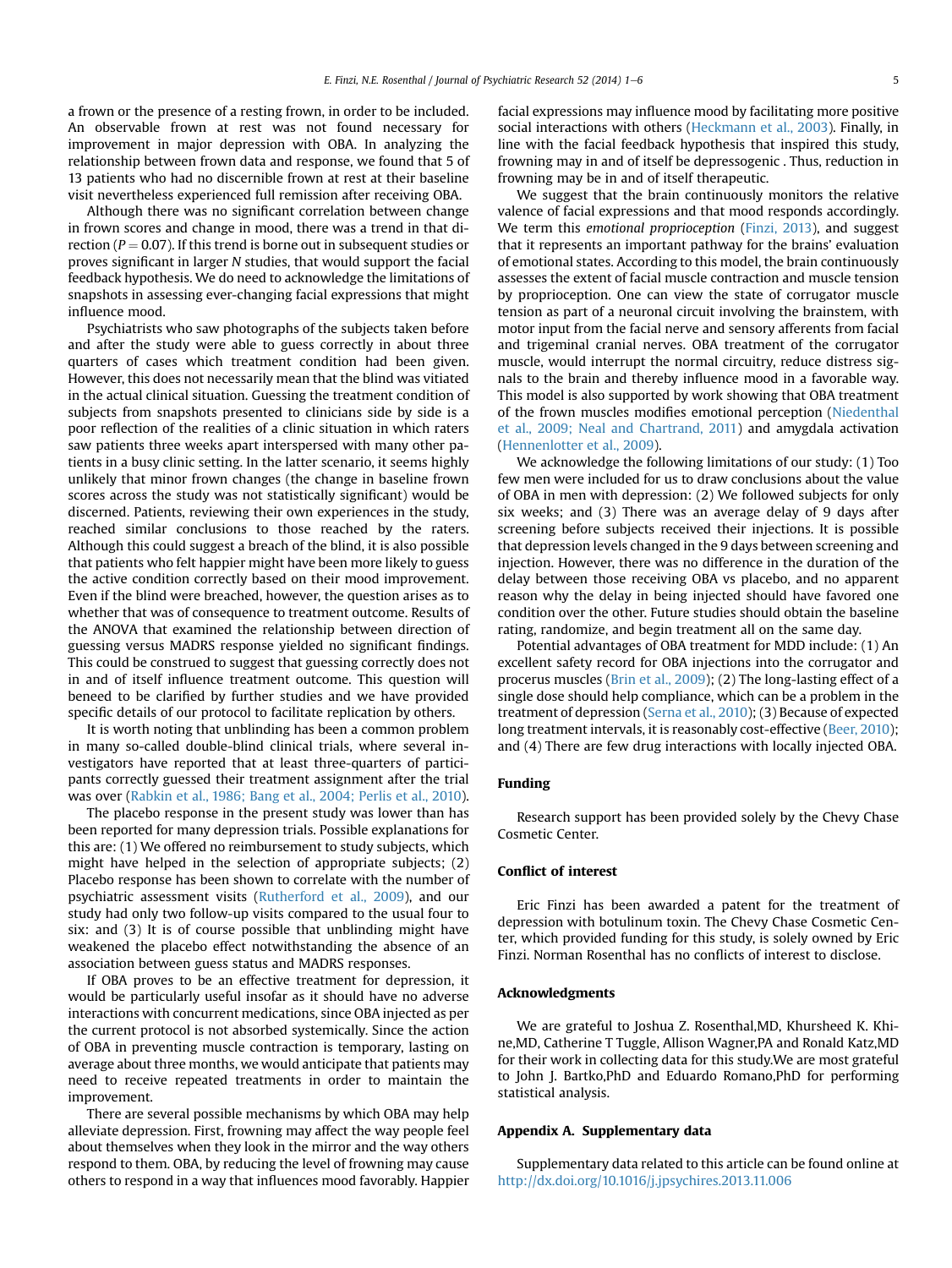a frown or the presence of a resting frown, in order to be included. An observable frown at rest was not found necessary for improvement in major depression with OBA. In analyzing the relationship between frown data and response, we found that 5 of 13 patients who had no discernible frown at rest at their baseline visit nevertheless experienced full remission after receiving OBA.

Although there was no significant correlation between change in frown scores and change in mood, there was a trend in that direction ($P = 0.07$). If this trend is borne out in subsequent studies or proves significant in larger *N* studies, that would support the facial feedback hypothesis. We do need to acknowledge the limitations of snapshots in assessing ever-changing facial expressions that might influence mood.

Psychiatrists who saw photographs of the subjects taken before and after the study were able to guess correctly in about three quarters of cases which treatment condition had been given. However, this does not necessarily mean that the blind was vitiated in the actual clinical situation. Guessing the treatment condition of subjects from snapshots presented to clinicians side by side is a poor reflection of the realities of a clinic situation in which raters saw patients three weeks apart interspersed with many other patients in a busy clinic setting. In the latter scenario, it seems highly unlikely that minor frown changes (the change in baseline frown scores across the study was not statistically significant) would be discerned. Patients, reviewing their own experiences in the study, reached similar conclusions to those reached by the raters. Although this could suggest a breach of the blind, it is also possible that patients who felt happier might have been more likely to guess the active condition correctly based on their mood improvement. Even if the blind were breached, however, the question arises as to whether that was of consequence to treatment outcome. Results of the ANOVA that examined the relationship between direction of guessing versus MADRS response yielded no significant findings. This could be construed to suggest that guessing correctly does not in and of itself influence treatment outcome. This question will beneed to be clarified by further studies and we have provided specific details of our protocol to facilitate replication by others.

It is worth noting that unblinding has been a common problem in many so-called double-blind clinical trials, where several investigators have reported that at least three-quarters of participants correctly guessed their treatment assignment after the trial was over (Rabkin et al., 1986; Bang et al., 2004; Perlis et al., 2010).

The placebo response in the present study was lower than has been reported for many depression trials. Possible explanations for this are: (1) We offered no reimbursement to study subjects, which might have helped in the selection of appropriate subjects; (2) Placebo response has been shown to correlate with the number of psychiatric assessment visits (Rutherford et al., 2009), and our study had only two follow-up visits compared to the usual four to six: and (3) It is of course possible that unblinding might have weakened the placebo effect notwithstanding the absence of an association between guess status and MADRS responses.

If OBA proves to be an effective treatment for depression, it would be particularly useful insofar as it should have no adverse interactions with concurrent medications, since OBA injected as per the current protocol is not absorbed systemically. Since the action of OBA in preventing muscle contraction is temporary, lasting on average about three months, we would anticipate that patients may need to receive repeated treatments in order to maintain the improvement.

There are several possible mechanisms by which OBA may help alleviate depression. First, frowning may affect the way people feel about themselves when they look in the mirror and the way others respond to them. OBA, by reducing the level of frowning may cause others to respond in a way that influences mood favorably. Happier facial expressions may influence mood by facilitating more positive social interactions with others (Heckmann et al., 2003). Finally, in line with the facial feedback hypothesis that inspired this study, frowning may in and of itself be depressogenic . Thus, reduction in frowning may be in and of itself therapeutic.

We suggest that the brain continuously monitors the relative valence of facial expressions and that mood responds accordingly. We term this *emotional proprioception* (Finzi, 2013), and suggest that it represents an important pathway for the brains' evaluation of emotional states. According to this model, the brain continuously assesses the extent of facial muscle contraction and muscle tension by proprioception. One can view the state of corrugator muscle tension as part of a neuronal circuit involving the brainstem, with motor input from the facial nerve and sensory afferents from facial and trigeminal cranial nerves. OBA treatment of the corrugator muscle, would interrupt the normal circuitry, reduce distress signals to the brain and thereby influence mood in a favorable way. This model is also supported by work showing that OBA treatment of the frown muscles modifies emotional perception (Niedenthal et al., 2009; Neal and Chartrand, 2011) and amygdala activation (Hennenlotter et al., 2009).

We acknowledge the following limitations of our study: (1) Too few men were included for us to draw conclusions about the value of OBA in men with depression: (2) We followed subjects for only six weeks; and (3) There was an average delay of 9 days after screening before subjects received their injections. It is possible that depression levels changed in the 9 days between screening and injection. However, there was no difference in the duration of the delay between those receiving OBA vs placebo, and no apparent reason why the delay in being injected should have favored one condition over the other. Future studies should obtain the baseline rating, randomize, and begin treatment all on the same day.

Potential advantages of OBA treatment for MDD include: (1) An excellent safety record for OBA injections into the corrugator and procerus muscles (Brin et al., 2009); (2) The long-lasting effect of a single dose should help compliance, which can be a problem in the treatment of depression (Serna et al., 2010); (3) Because of expected long treatment intervals, it is reasonably cost-effective (Beer, 2010); and (4) There are few drug interactions with locally injected OBA.

## Funding

Research support has been provided solely by the Chevy Chase Cosmetic Center.

## Conflict of interest

Eric Finzi has been awarded a patent for the treatment of depression with botulinum toxin. The Chevy Chase Cosmetic Center, which provided funding for this study, is solely owned by Eric Finzi. Norman Rosenthal has no conflicts of interest to disclose.

## Acknowledgments

We are grateful to Joshua Z. Rosenthal,MD, Khursheed K. Khine,MD, Catherine T Tuggle, Allison Wagner,PA and Ronald Katz,MD for their work in collecting data for this study.We are most grateful to John J. Bartko,PhD and Eduardo Romano,PhD for performing statistical analysis.

## Appendix A. Supplementary data

Supplementary data related to this article can be found online at http://dx.doi.org/10.1016/j.jpsychires.2013.11.006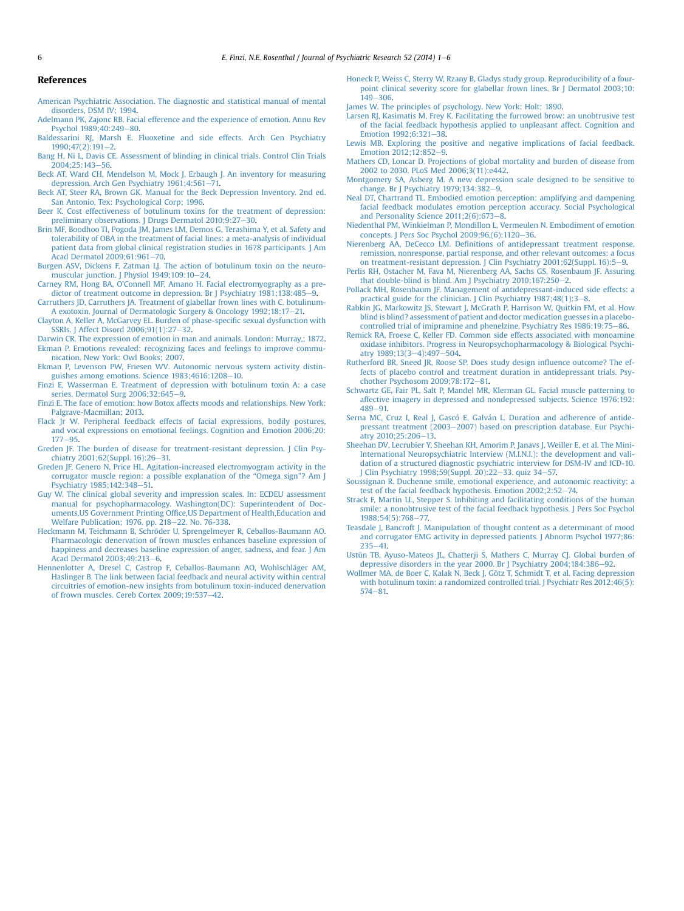## References

American Psychiatric Association. The diagnostic and statistical manual of mental disorders, DSM IV; 1994.

Adelmann PK, Zajonc RB. Facial efference and the experience of emotion. Annu Rev Psychol 1989;40:249–80.

Baldessarini RJ, Marsh E. Fluoxetine and side effects. Arch Gen Psychiatry 1990;47(2):191–2.

Bang H, Ni L, Davis CE. Assessment of blinding in clinical trials. Control Clin Trials 2004;25:143–56.

Beck AT, Ward CH, Mendelson M, Mock J, Erbaugh J. An inventory for measuring depression. Arch Gen Psychiatry 1961;4:561–71.

Beck AT, Steer RA, Brown GK. Manual for the Beck Depression Inventory. 2nd ed. San Antonio, Tex: Psychological Corp; 1996.

Beer K. Cost effectiveness of botulinum toxins for the treatment of depression: preliminary observations. J Drugs Dermatol 2010;9:27–30.

Brin MF, Boodhoo TI, Pogoda JM, James LM, Demos G, Terashima Y, et al. Safety and tolerability of OBA in the treatment of facial lines: a meta-analysis of individual patient data from global clinical registration studies in 1678 participants. J Am Acad Dermatol 2009;61:961–70.

Burgen ASV, Dickens F, Zatman LJ. The action of botulinum toxin on the neuro-muscular junction. J Physiol 1949;109:10–24.

Carney RM, Hong BA, O'Connell MF, Amano H. Facial electromyography as a predictor of treatment outcome in depression. Br J Psychiatry 1981;138:485–9.

Carruthers JD, Carruthers JA. Treatment of glabellar frown lines with C. botulinum-A exotoxin. Journal of Dermatologic Surgery & Oncology 1992;18:17–21.

Clayton A, Keller A, McGarvey EL. Burden of phase-specific sexual dysfunction with SSRIs. J Affect Disord 2006;91(1):27–32.

Darwin CR. The expression of emotion in man and animals. London: Murray,; 1872.

Ekman P. Emotions revealed: recognizing faces and feelings to improve communication. New York: Owl Books; 2007.

Ekman P, Levenson PW, Friesen WV. Autonomic nervous system activity distinguishes among emotions. Science 1983;4616:1208–10.

Finzi E, Wasserman E. Treatment of depression with botulinum toxin A: a case series. Dermatol Surg 2006;32:645–9.

Finzi E. The face of emotion: how Botox affects moods and relationships. New York: Palgrave-Macmillan; 2013.

Flack Jr W. Peripheral feedback effects of facial expressions, bodily postures, and vocal expressions on emotional feelings. Cognition and Emotion 2006;20:177–95.

Greden JF. The burden of disease for treatment-resistant depression. J Clin Psychiatry 2001;62(Suppl. 16):26–31.

Greden JF, Genero N, Price HL. Agitation-increased electromyogram activity in the corrugator muscle region: a possible explanation of the "Omega sign"? Am J Psychiatry 1985;142:348–51.

Guy W. The clinical global severity and impression scales. In: ECDEU assessment manual for psychopharmacology. Washington(DC): Superintendent of Documents,US Government Printing Office,US Department of Health,Education and Welfare Publication; 1976. pp. 218–22. No. 76-338.

Heckmann M, Teichmann B, Schröder U, Sprengelmeyer R, Ceballos-Baumann AO. Pharmacologic denervation of frown muscles enhances baseline expression of happiness and decreases baseline expression of anger, sadness, and fear. J Am Acad Dermatol 2003;49:213–6.

Hennenlotter A, Dresel C, Castrop F, Ceballos-Baumann AO, Wohlschläger AM, Haslinger B. The link between facial feedback and neural activity within central circuitries of emotion-new insights from botulinum toxin-induced denervation of frown muscles. Cereb Cortex 2009;19:537–42.

Honeck P, Weiss C, Sterry W, Rzany B, Gladys study group. Reproducibility of a four-point clinical severity score for glabellar frown lines. Br J Dermatol 2003;10:149–306.

James W. The principles of psychology. New York: Holt; 1890.

Larsen RJ, Kasimatis M, Frey K. Facilitating the furrowed brow: an unobtrusive test of the facial feedback hypothesis applied to unpleasant affect. Cognition and Emotion 1992;6:321–38.

Lewis MB. Exploring the positive and negative implications of facial feedback. Emotion 2012;12:852–9.

Mathers CD, Loncar D. Projections of global mortality and burden of disease from 2002 to 2030. PLoS Med 2006;3(11):e442.

Montgomery SA, Asberg M. A new depression scale designed to be sensitive to change. Br J Psychiatry 1979;134:382–9.

Neal DT, Chartrand TL. Embodied emotion perception: amplifying and dampening facial feedback modulates emotion perception accuracy. Social Psychological and Personality Science 2011;2(6):673–8.

Niedenthal PM, Winkielman P, Mondillon L, Vermeulen N. Embodiment of emotion concepts. J Pers Soc Psychol 2009;96,(6):1120–36.

Nierenberg AA, DeCecco LM. Definitions of antidepressant treatment response, remission, nonresponse, partial response, and other relevant outcomes: a focus on treatment-resistant depression. J Clin Psychiatry 2001;62(Suppl. 16):5–9.

Perlis RH, Ostacher M, Fava M, Nierenberg AA, Sachs GS, Rosenbaum JF. Assuring that double-blind is blind. Am J Psychiatry 2010;167:250–2.

Pollack MH, Rosenbaum JF. Management of antidepressant-induced side effects: a practical guide for the clinician. J Clin Psychiatry 1987;48(1):3–8.

Rabkin JG, Markowitz JS, Stewart J, McGrath P, Harrison W, Quitkin FM, et al. How blind is blind? assessment of patient and doctor medication guesses in a placebo-controlled trial of imipramine and phenelzine. Psychiatry Res 1986;19:75–86.

Remick RA, Froese C, Keller FD. Common side effects associated with monoamine oxidase inhibitors. Progress in Neuropsychopharmacology & Biological Psychiatry 1989;13(3–4):497–504.

Rutherford BR, Sneed JR, Roose SP. Does study design influence outcome? The effects of placebo control and treatment duration in antidepressant trials. Psychother Psychosom 2009;78:172–81.

Schwartz GE, Fair PL, Salt P, Mandel MR, Klerman GL. Facial muscle patterning to affective imagery in depressed and nondepressed subjects. Science 1976;192:489–91.

Serna MC, Cruz I, Real J, Gascó E, Galván L. Duration and adherence of antidepressant treatment (2003–2007) based on prescription database. Eur Psychiatry 2010;25:206–13.

Sheehan DV, Lecrubier Y, Sheehan KH, Amorim P, Janavs J, Weiller E, et al. The Mini-International Neuropsychiatric Interview (M.I.N.I.): the development and validation of a structured diagnostic psychiatric interview for DSM-IV and ICD-10. J Clin Psychiatry 1998;59(Suppl. 20):22–33. quiz 34–57.

Soussignan R. Duchenne smile, emotional experience, and autonomic reactivity: a test of the facial feedback hypothesis. Emotion 2002;2:52–74.

Strack F, Martin LL, Stepper S. Inhibiting and facilitating conditions of the human smile: a nonobtrusive test of the facial feedback hypothesis. J Pers Soc Psychol 1988;54(5):768–77.

Teasdale J, Bancroft J. Manipulation of thought content as a determinant of mood and corrugator EMG activity in depressed patients. J Abnorm Psychol 1977;86:235–41.

Ustün TB, Ayuso-Mateos JL, Chatterji S, Mathers C, Murray CJ. Global burden of depressive disorders in the year 2000. Br J Psychiatry 2004;184:386–92.

Wollmer MA, de Boer C, Kalak N, Beck J, Götz T, Schmidt T, et al. Facing depression with botulinum toxin: a randomized controlled trial. J Psychiatr Res 2012;46(5):574–81.